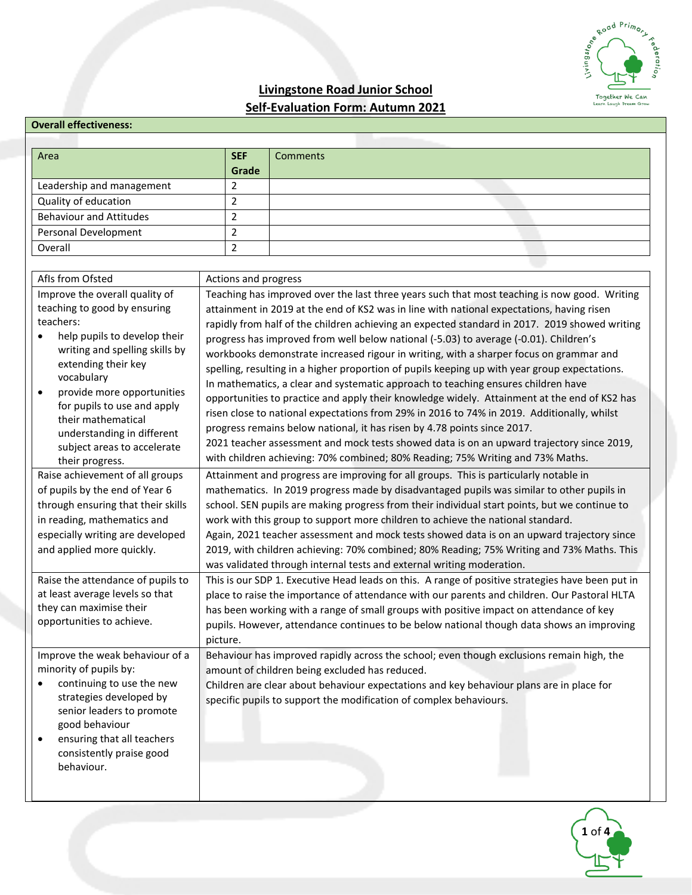# Livingstone Road Junior School

## Self-Evaluation Form: Autumn 2021

**Overall effectiveness:**

| Area | SEF Grade | Comments |
|---|---|---|
| Leadership and management | 2 | |
| Quality of education | 2 | |
| Behaviour and Attitudes | 2 | |
| Personal Development | 2 | |
| Overall | 2 | |

| AfIs from Ofsted | Actions and progress |
|---|---|
| Improve the overall quality of teaching to good by ensuring teachers:<br>• help pupils to develop their writing and spelling skills by extending their key vocabulary<br>• provide more opportunities for pupils to use and apply their mathematical understanding in different subject areas to accelerate their progress. | Teaching has improved over the last three years such that most teaching is now good. Writing attainment in 2019 at the end of KS2 was in line with national expectations, having risen rapidly from half of the children achieving an expected standard in 2017. 2019 showed writing progress has improved from well below national (-5.03) to average (-0.01). Children's workbooks demonstrate increased rigour in writing, with a sharper focus on grammar and spelling, resulting in a higher proportion of pupils keeping up with year group expectations.<br>In mathematics, a clear and systematic approach to teaching ensures children have opportunities to practice and apply their knowledge widely. Attainment at the end of KS2 has risen close to national expectations from 29% in 2016 to 74% in 2019. Additionally, whilst progress remains below national, it has risen by 4.78 points since 2017.<br>2021 teacher assessment and mock tests showed data is on an upward trajectory since 2019, with children achieving: 70% combined; 80% Reading; 75% Writing and 73% Maths. |
| Raise achievement of all groups of pupils by the end of Year 6 through ensuring that their skills in reading, mathematics and especially writing are developed and applied more quickly. | Attainment and progress are improving for all groups. This is particularly notable in mathematics. In 2019 progress made by disadvantaged pupils was similar to other pupils in school. SEN pupils are making progress from their individual start points, but we continue to work with this group to support more children to achieve the national standard.<br>Again, 2021 teacher assessment and mock tests showed data is on an upward trajectory since 2019, with children achieving: 70% combined; 80% Reading; 75% Writing and 73% Maths. This was validated through internal tests and external writing moderation. |
| Raise the attendance of pupils to at least average levels so that they can maximise their opportunities to achieve. | This is our SDP 1. Executive Head leads on this. A range of positive strategies have been put in place to raise the importance of attendance with our parents and children. Our Pastoral HLTA has been working with a range of small groups with positive impact on attendance of key pupils. However, attendance continues to be below national though data shows an improving picture. |
| Improve the weak behaviour of a minority of pupils by:<br>• continuing to use the new strategies developed by senior leaders to promote good behaviour<br>• ensuring that all teachers consistently praise good behaviour. | Behaviour has improved rapidly across the school; even though exclusions remain high, the amount of children being excluded has reduced.<br>Children are clear about behaviour expectations and key behaviour plans are in place for specific pupils to support the modification of complex behaviours. |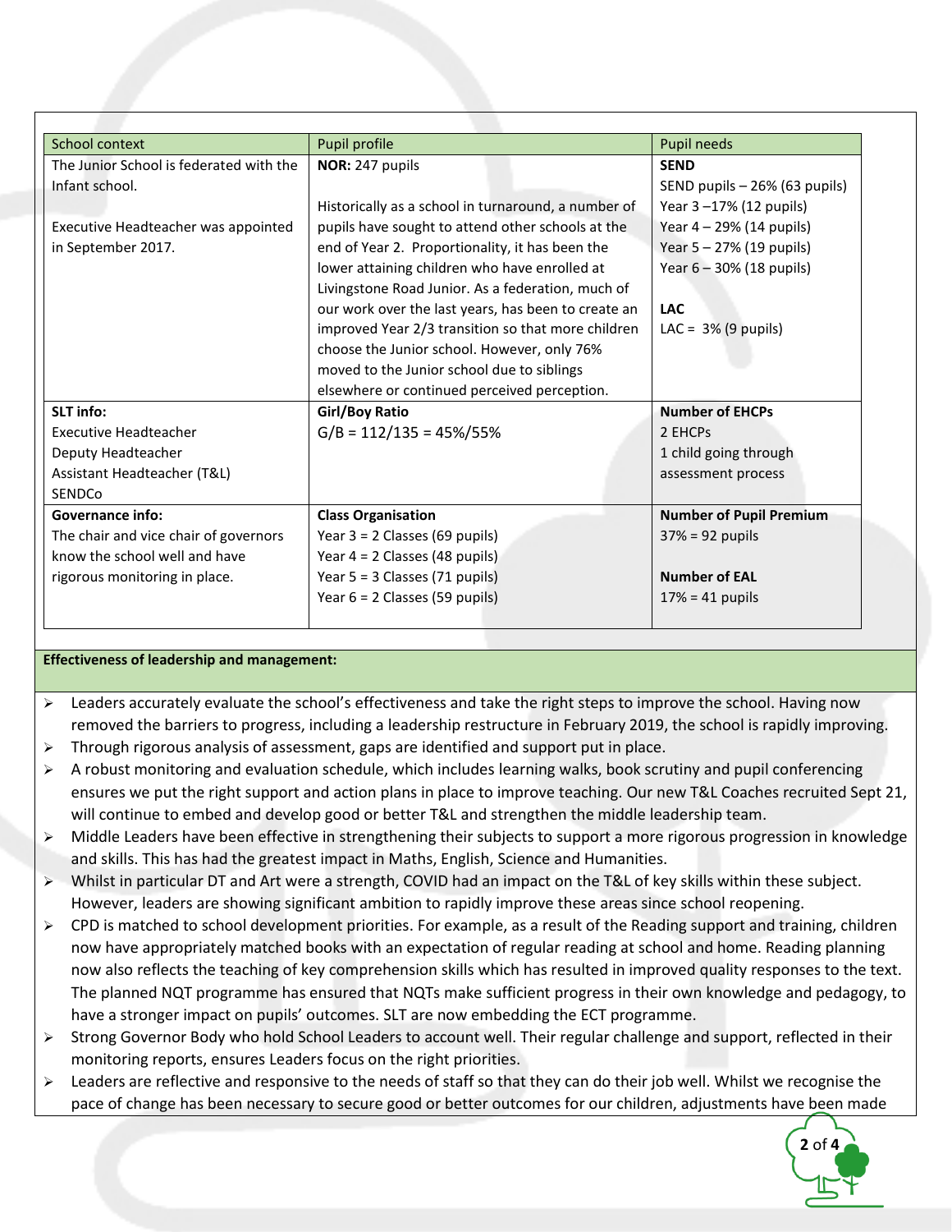| School context | Pupil profile | Pupil needs |
|---|---|---|
| The Junior School is federated with the Infant school.<br><br>Executive Headteacher was appointed in September 2017. | **NOR:** 247 pupils<br><br>Historically as a school in turnaround, a number of pupils have sought to attend other schools at the end of Year 2. Proportionality, it has been the lower attaining children who have enrolled at Livingstone Road Junior. As a federation, much of our work over the last years, has been to create an improved Year 2/3 transition so that more children choose the Junior school. However, only 76% moved to the Junior school due to siblings elsewhere or continued perceived perception. | **SEND**<br>SEND pupils – 26% (63 pupils)<br>Year 3 –17% (12 pupils)<br>Year 4 – 29% (14 pupils)<br>Year 5 – 27% (19 pupils)<br>Year 6 – 30% (18 pupils)<br><br>**LAC**<br>LAC = 3% (9 pupils) |
| **SLT info:**<br>Executive Headteacher<br>Deputy Headteacher<br>Assistant Headteacher (T&L)<br>SENDCo | **Girl/Boy Ratio**<br>G/B = 112/135 = 45%/55% | **Number of EHCPs**<br>2 EHCPs<br>1 child going through assessment process |
| **Governance info:**<br>The chair and vice chair of governors know the school well and have rigorous monitoring in place. | **Class Organisation**<br>Year 3 = 2 Classes (69 pupils)<br>Year 4 = 2 Classes (48 pupils)<br>Year 5 = 3 Classes (71 pupils)<br>Year 6 = 2 Classes (59 pupils) | **Number of Pupil Premium**<br>37% = 92 pupils<br><br>**Number of EAL**<br>17% = 41 pupils |

**Effectiveness of leadership and management:**

- Leaders accurately evaluate the school's effectiveness and take the right steps to improve the school. Having now removed the barriers to progress, including a leadership restructure in February 2019, the school is rapidly improving.
- Through rigorous analysis of assessment, gaps are identified and support put in place.
- A robust monitoring and evaluation schedule, which includes learning walks, book scrutiny and pupil conferencing ensures we put the right support and action plans in place to improve teaching. Our new T&L Coaches recruited Sept 21, will continue to embed and develop good or better T&L and strengthen the middle leadership team.
- Middle Leaders have been effective in strengthening their subjects to support a more rigorous progression in knowledge and skills. This has had the greatest impact in Maths, English, Science and Humanities.
- Whilst in particular DT and Art were a strength, COVID had an impact on the T&L of key skills within these subject. However, leaders are showing significant ambition to rapidly improve these areas since school reopening.
- CPD is matched to school development priorities. For example, as a result of the Reading support and training, children now have appropriately matched books with an expectation of regular reading at school and home. Reading planning now also reflects the teaching of key comprehension skills which has resulted in improved quality responses to the text. The planned NQT programme has ensured that NQTs make sufficient progress in their own knowledge and pedagogy, to have a stronger impact on pupils' outcomes. SLT are now embedding the ECT programme.
- Strong Governor Body who hold School Leaders to account well. Their regular challenge and support, reflected in their monitoring reports, ensures Leaders focus on the right priorities.
- Leaders are reflective and responsive to the needs of staff so that they can do their job well. Whilst we recognise the pace of change has been necessary to secure good or better outcomes for our children, adjustments have been made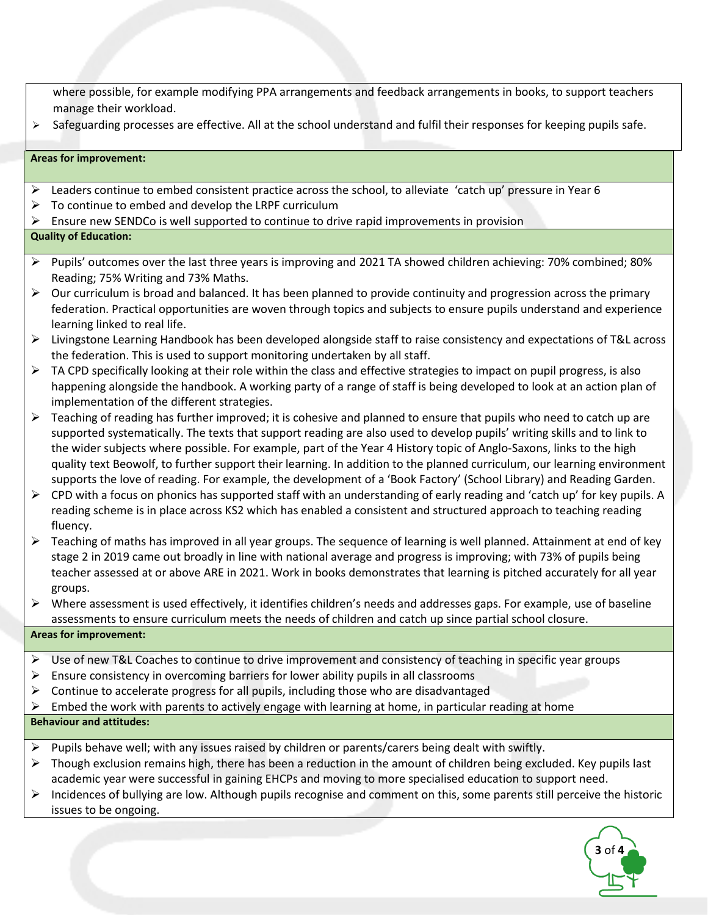where possible, for example modifying PPA arrangements and feedback arrangements in books, to support teachers manage their workload.

- Safeguarding processes are effective. All at the school understand and fulfil their responses for keeping pupils safe.

**Areas for improvement:**

- Leaders continue to embed consistent practice across the school, to alleviate 'catch up' pressure in Year 6
- To continue to embed and develop the LRPF curriculum
- Ensure new SENDCo is well supported to continue to drive rapid improvements in provision

**Quality of Education:**

- Pupils' outcomes over the last three years is improving and 2021 TA showed children achieving: 70% combined; 80% Reading; 75% Writing and 73% Maths.
- Our curriculum is broad and balanced. It has been planned to provide continuity and progression across the primary federation. Practical opportunities are woven through topics and subjects to ensure pupils understand and experience learning linked to real life.
- Livingstone Learning Handbook has been developed alongside staff to raise consistency and expectations of T&L across the federation. This is used to support monitoring undertaken by all staff.
- TA CPD specifically looking at their role within the class and effective strategies to impact on pupil progress, is also happening alongside the handbook. A working party of a range of staff is being developed to look at an action plan of implementation of the different strategies.
- Teaching of reading has further improved; it is cohesive and planned to ensure that pupils who need to catch up are supported systematically. The texts that support reading are also used to develop pupils' writing skills and to link to the wider subjects where possible. For example, part of the Year 4 History topic of Anglo-Saxons, links to the high quality text Beowolf, to further support their learning. In addition to the planned curriculum, our learning environment supports the love of reading. For example, the development of a 'Book Factory' (School Library) and Reading Garden.
- CPD with a focus on phonics has supported staff with an understanding of early reading and 'catch up' for key pupils. A reading scheme is in place across KS2 which has enabled a consistent and structured approach to teaching reading fluency.
- Teaching of maths has improved in all year groups. The sequence of learning is well planned. Attainment at end of key stage 2 in 2019 came out broadly in line with national average and progress is improving; with 73% of pupils being teacher assessed at or above ARE in 2021. Work in books demonstrates that learning is pitched accurately for all year groups.
- Where assessment is used effectively, it identifies children's needs and addresses gaps. For example, use of baseline assessments to ensure curriculum meets the needs of children and catch up since partial school closure.

**Areas for improvement:**

- Use of new T&L Coaches to continue to drive improvement and consistency of teaching in specific year groups
- Ensure consistency in overcoming barriers for lower ability pupils in all classrooms
- Continue to accelerate progress for all pupils, including those who are disadvantaged
- Embed the work with parents to actively engage with learning at home, in particular reading at home

**Behaviour and attitudes:**

- Pupils behave well; with any issues raised by children or parents/carers being dealt with swiftly.
- Though exclusion remains high, there has been a reduction in the amount of children being excluded. Key pupils last academic year were successful in gaining EHCPs and moving to more specialised education to support need.
- Incidences of bullying are low. Although pupils recognise and comment on this, some parents still perceive the historic issues to be ongoing.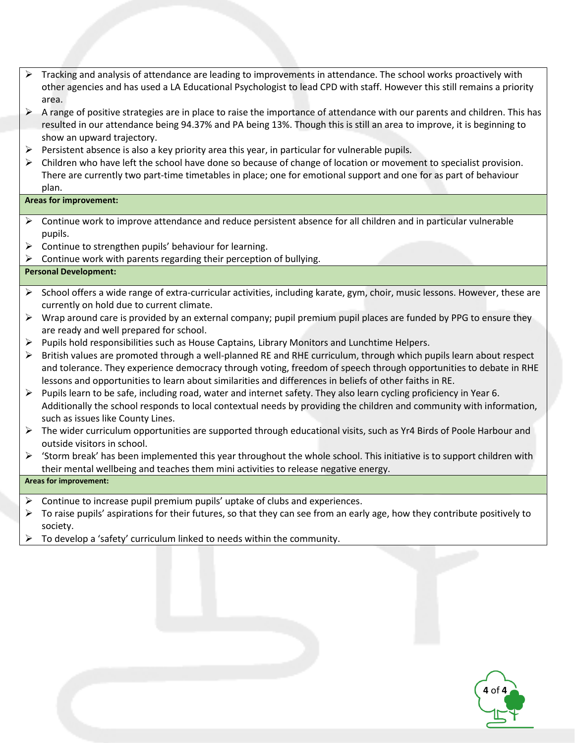- Tracking and analysis of attendance are leading to improvements in attendance. The school works proactively with other agencies and has used a LA Educational Psychologist to lead CPD with staff. However this still remains a priority area.
- A range of positive strategies are in place to raise the importance of attendance with our parents and children. This has resulted in our attendance being 94.37% and PA being 13%. Though this is still an area to improve, it is beginning to show an upward trajectory.
- Persistent absence is also a key priority area this year, in particular for vulnerable pupils.
- Children who have left the school have done so because of change of location or movement to specialist provision. There are currently two part-time timetables in place; one for emotional support and one for as part of behaviour plan.

**Areas for improvement:**

- Continue work to improve attendance and reduce persistent absence for all children and in particular vulnerable pupils.
- Continue to strengthen pupils' behaviour for learning.
- Continue work with parents regarding their perception of bullying.

**Personal Development:**

- School offers a wide range of extra-curricular activities, including karate, gym, choir, music lessons. However, these are currently on hold due to current climate.
- Wrap around care is provided by an external company; pupil premium pupil places are funded by PPG to ensure they are ready and well prepared for school.
- Pupils hold responsibilities such as House Captains, Library Monitors and Lunchtime Helpers.
- British values are promoted through a well-planned RE and RHE curriculum, through which pupils learn about respect and tolerance. They experience democracy through voting, freedom of speech through opportunities to debate in RHE lessons and opportunities to learn about similarities and differences in beliefs of other faiths in RE.
- Pupils learn to be safe, including road, water and internet safety. They also learn cycling proficiency in Year 6. Additionally the school responds to local contextual needs by providing the children and community with information, such as issues like County Lines.
- The wider curriculum opportunities are supported through educational visits, such as Yr4 Birds of Poole Harbour and outside visitors in school.
- 'Storm break' has been implemented this year throughout the whole school. This initiative is to support children with their mental wellbeing and teaches them mini activities to release negative energy.

**Areas for improvement:**

- Continue to increase pupil premium pupils' uptake of clubs and experiences.
- To raise pupils' aspirations for their futures, so that they can see from an early age, how they contribute positively to society.
- To develop a 'safety' curriculum linked to needs within the community.